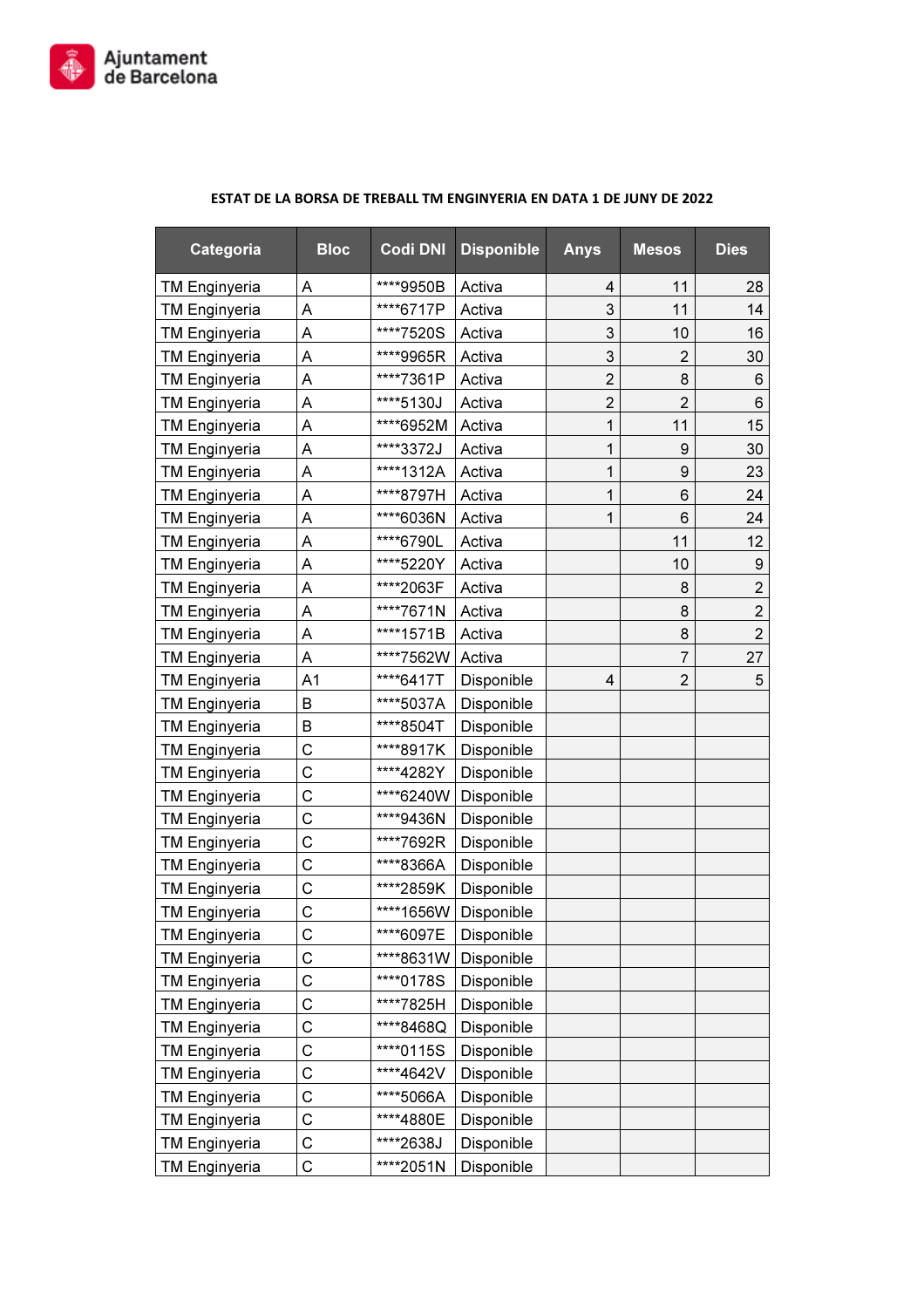Ajuntament de Barcelona

**ESTAT DE LA BORSA DE TREBALL TM ENGINYERIA EN DATA 1 DE JUNY DE 2022**

| Categoria | Bloc | Codi DNI | Disponible | Anys | Mesos | Dies |
|---|---|---|---|---|---|---|
| TM Enginyeria | A | ****9950B | Activa | 4 | 11 | 28 |
| TM Enginyeria | A | ****6717P | Activa | 3 | 11 | 14 |
| TM Enginyeria | A | ****7520S | Activa | 3 | 10 | 16 |
| TM Enginyeria | A | ****9965R | Activa | 3 | 2 | 30 |
| TM Enginyeria | A | ****7361P | Activa | 2 | 8 | 6 |
| TM Enginyeria | A | ****5130J | Activa | 2 | 2 | 6 |
| TM Enginyeria | A | ****6952M | Activa | 1 | 11 | 15 |
| TM Enginyeria | A | ****3372J | Activa | 1 | 9 | 30 |
| TM Enginyeria | A | ****1312A | Activa | 1 | 9 | 23 |
| TM Enginyeria | A | ****8797H | Activa | 1 | 6 | 24 |
| TM Enginyeria | A | ****6036N | Activa | 1 | 6 | 24 |
| TM Enginyeria | A | ****6790L | Activa | | 11 | 12 |
| TM Enginyeria | A | ****5220Y | Activa | | 10 | 9 |
| TM Enginyeria | A | ****2063F | Activa | | 8 | 2 |
| TM Enginyeria | A | ****7671N | Activa | | 8 | 2 |
| TM Enginyeria | A | ****1571B | Activa | | 8 | 2 |
| TM Enginyeria | A | ****7562W | Activa | | 7 | 27 |
| TM Enginyeria | A1 | ****6417T | Disponible | 4 | 2 | 5 |
| TM Enginyeria | B | ****5037A | Disponible | | | |
| TM Enginyeria | B | ****8504T | Disponible | | | |
| TM Enginyeria | C | ****8917K | Disponible | | | |
| TM Enginyeria | C | ****4282Y | Disponible | | | |
| TM Enginyeria | C | ****6240W | Disponible | | | |
| TM Enginyeria | C | ****9436N | Disponible | | | |
| TM Enginyeria | C | ****7692R | Disponible | | | |
| TM Enginyeria | C | ****8366A | Disponible | | | |
| TM Enginyeria | C | ****2859K | Disponible | | | |
| TM Enginyeria | C | ****1656W | Disponible | | | |
| TM Enginyeria | C | ****6097E | Disponible | | | |
| TM Enginyeria | C | ****8631W | Disponible | | | |
| TM Enginyeria | C | ****0178S | Disponible | | | |
| TM Enginyeria | C | ****7825H | Disponible | | | |
| TM Enginyeria | C | ****8468Q | Disponible | | | |
| TM Enginyeria | C | ****0115S | Disponible | | | |
| TM Enginyeria | C | ****4642V | Disponible | | | |
| TM Enginyeria | C | ****5066A | Disponible | | | |
| TM Enginyeria | C | ****4880E | Disponible | | | |
| TM Enginyeria | C | ****2638J | Disponible | | | |
| TM Enginyeria | C | ****2051N | Disponible | | | |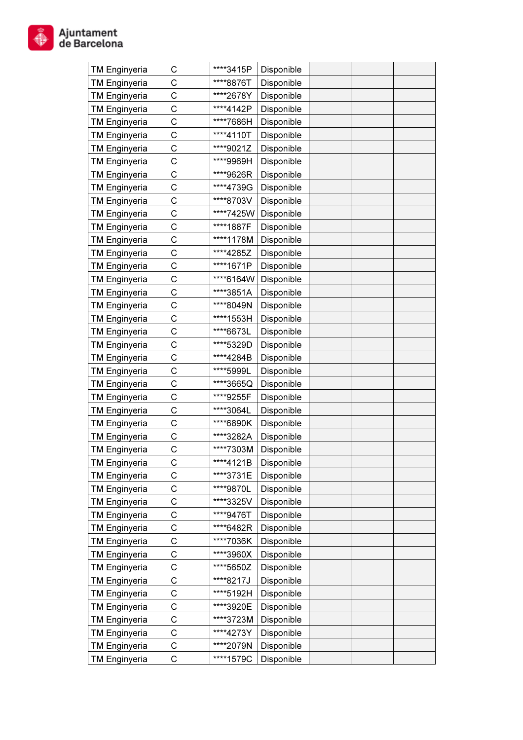| | | | | | | |
|---|---|---|---|---|---|---|
| TM Enginyeria | C | ****3415P | Disponible | | | |
| TM Enginyeria | C | ****8876T | Disponible | | | |
| TM Enginyeria | C | ****2678Y | Disponible | | | |
| TM Enginyeria | C | ****4142P | Disponible | | | |
| TM Enginyeria | C | ****7686H | Disponible | | | |
| TM Enginyeria | C | ****4110T | Disponible | | | |
| TM Enginyeria | C | ****9021Z | Disponible | | | |
| TM Enginyeria | C | ****9969H | Disponible | | | |
| TM Enginyeria | C | ****9626R | Disponible | | | |
| TM Enginyeria | C | ****4739G | Disponible | | | |
| TM Enginyeria | C | ****8703V | Disponible | | | |
| TM Enginyeria | C | ****7425W | Disponible | | | |
| TM Enginyeria | C | ****1887F | Disponible | | | |
| TM Enginyeria | C | ****1178M | Disponible | | | |
| TM Enginyeria | C | ****4285Z | Disponible | | | |
| TM Enginyeria | C | ****1671P | Disponible | | | |
| TM Enginyeria | C | ****6164W | Disponible | | | |
| TM Enginyeria | C | ****3851A | Disponible | | | |
| TM Enginyeria | C | ****8049N | Disponible | | | |
| TM Enginyeria | C | ****1553H | Disponible | | | |
| TM Enginyeria | C | ****6673L | Disponible | | | |
| TM Enginyeria | C | ****5329D | Disponible | | | |
| TM Enginyeria | C | ****4284B | Disponible | | | |
| TM Enginyeria | C | ****5999L | Disponible | | | |
| TM Enginyeria | C | ****3665Q | Disponible | | | |
| TM Enginyeria | C | ****9255F | Disponible | | | |
| TM Enginyeria | C | ****3064L | Disponible | | | |
| TM Enginyeria | C | ****6890K | Disponible | | | |
| TM Enginyeria | C | ****3282A | Disponible | | | |
| TM Enginyeria | C | ****7303M | Disponible | | | |
| TM Enginyeria | C | ****4121B | Disponible | | | |
| TM Enginyeria | C | ****3731E | Disponible | | | |
| TM Enginyeria | C | ****9870L | Disponible | | | |
| TM Enginyeria | C | ****3325V | Disponible | | | |
| TM Enginyeria | C | ****9476T | Disponible | | | |
| TM Enginyeria | C | ****6482R | Disponible | | | |
| TM Enginyeria | C | ****7036K | Disponible | | | |
| TM Enginyeria | C | ****3960X | Disponible | | | |
| TM Enginyeria | C | ****5650Z | Disponible | | | |
| TM Enginyeria | C | ****8217J | Disponible | | | |
| TM Enginyeria | C | ****5192H | Disponible | | | |
| TM Enginyeria | C | ****3920E | Disponible | | | |
| TM Enginyeria | C | ****3723M | Disponible | | | |
| TM Enginyeria | C | ****4273Y | Disponible | | | |
| TM Enginyeria | C | ****2079N | Disponible | | | |
| TM Enginyeria | C | ****1579C | Disponible | | | |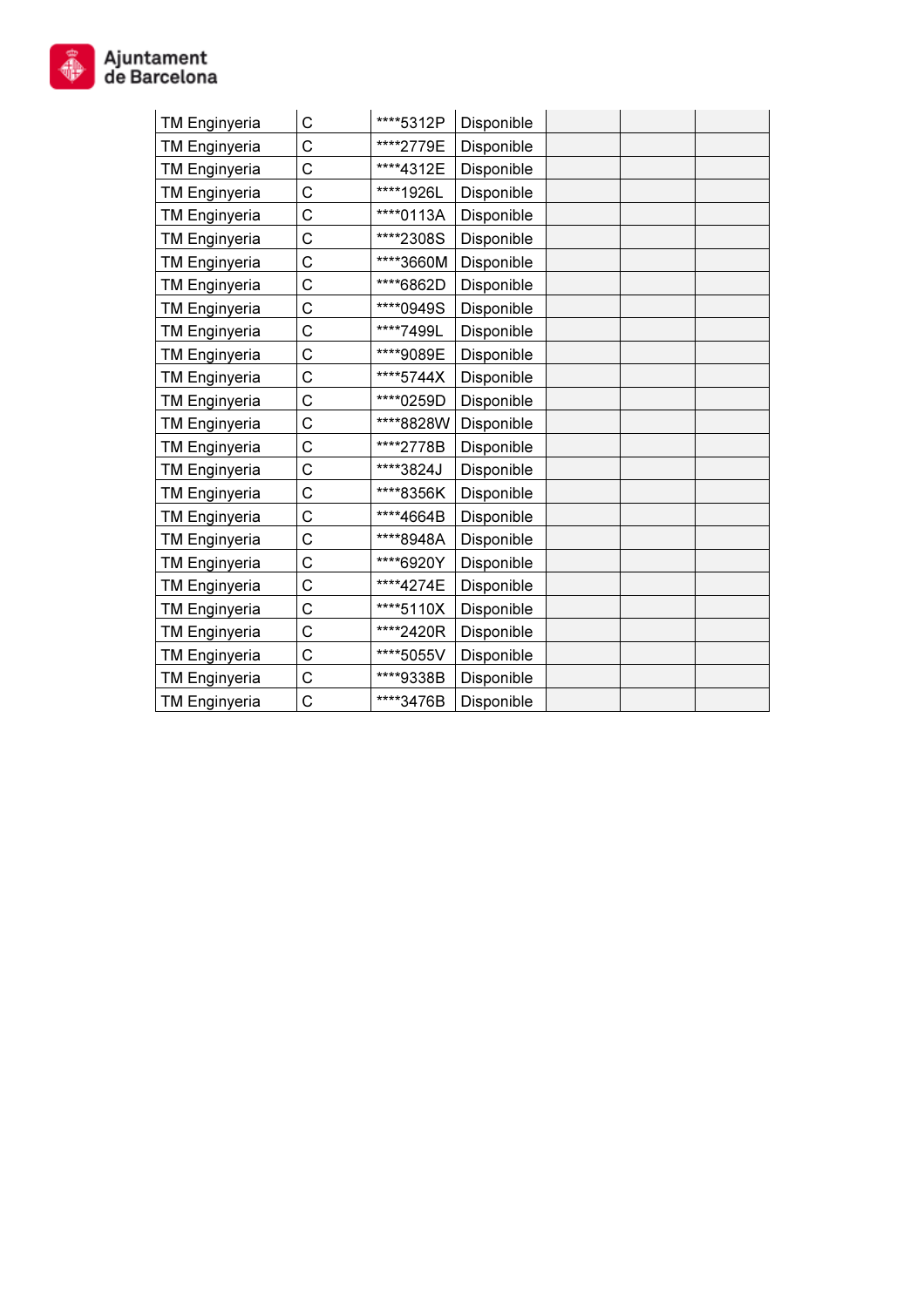| | | | | | | |
|---|---|---|---|---|---|---|
| TM Enginyeria | C | ****5312P | Disponible | | | |
| TM Enginyeria | C | ****2779E | Disponible | | | |
| TM Enginyeria | C | ****4312E | Disponible | | | |
| TM Enginyeria | C | ****1926L | Disponible | | | |
| TM Enginyeria | C | ****0113A | Disponible | | | |
| TM Enginyeria | C | ****2308S | Disponible | | | |
| TM Enginyeria | C | ****3660M | Disponible | | | |
| TM Enginyeria | C | ****6862D | Disponible | | | |
| TM Enginyeria | C | ****0949S | Disponible | | | |
| TM Enginyeria | C | ****7499L | Disponible | | | |
| TM Enginyeria | C | ****9089E | Disponible | | | |
| TM Enginyeria | C | ****5744X | Disponible | | | |
| TM Enginyeria | C | ****0259D | Disponible | | | |
| TM Enginyeria | C | ****8828W | Disponible | | | |
| TM Enginyeria | C | ****2778B | Disponible | | | |
| TM Enginyeria | C | ****3824J | Disponible | | | |
| TM Enginyeria | C | ****8356K | Disponible | | | |
| TM Enginyeria | C | ****4664B | Disponible | | | |
| TM Enginyeria | C | ****8948A | Disponible | | | |
| TM Enginyeria | C | ****6920Y | Disponible | | | |
| TM Enginyeria | C | ****4274E | Disponible | | | |
| TM Enginyeria | C | ****5110X | Disponible | | | |
| TM Enginyeria | C | ****2420R | Disponible | | | |
| TM Enginyeria | C | ****5055V | Disponible | | | |
| TM Enginyeria | C | ****9338B | Disponible | | | |
| TM Enginyeria | C | ****3476B | Disponible | | | |